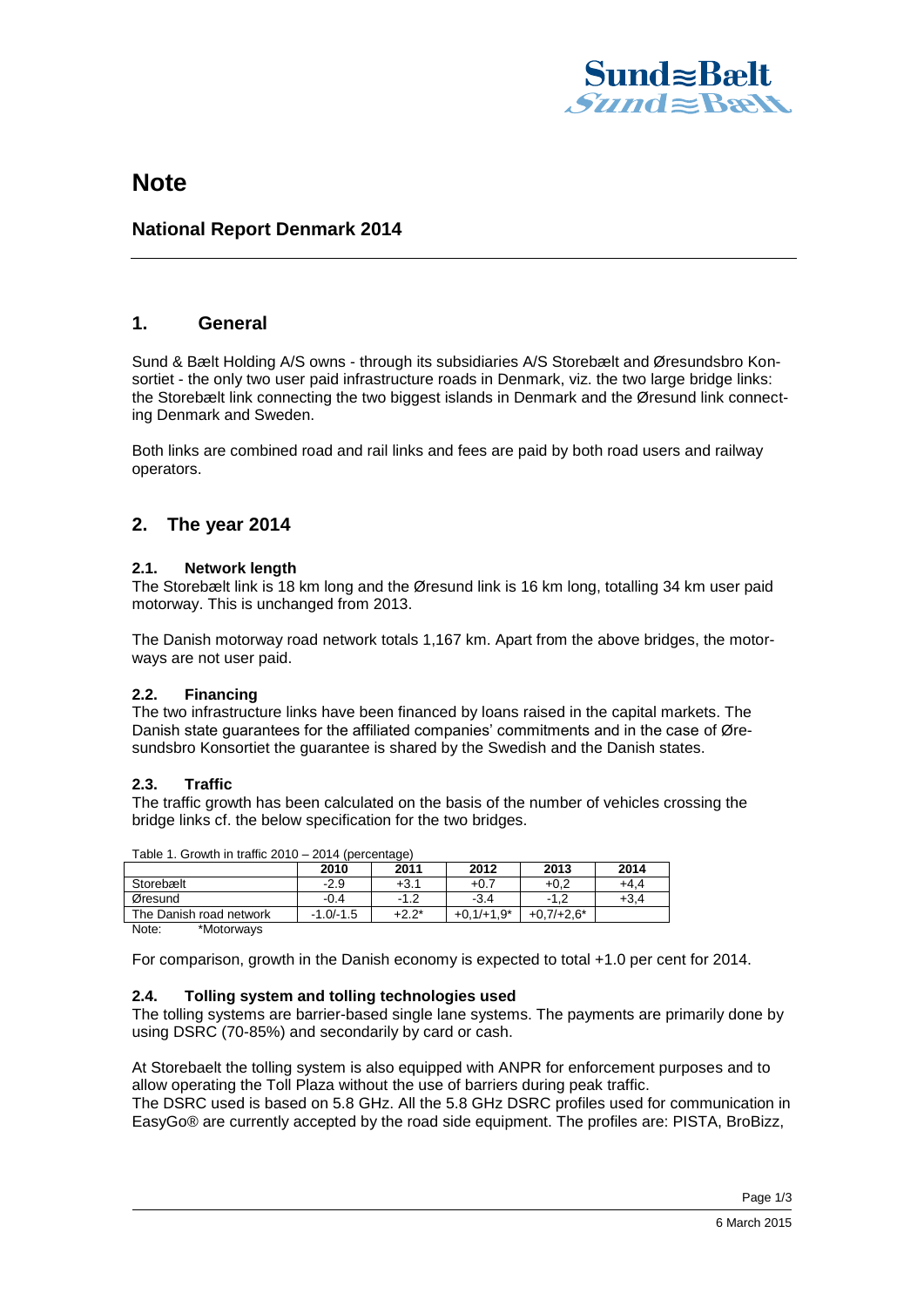# Note

## National Report Denmark 2014

## 1. General

Sund & Bælt Holding A/S owns - through its subsidiaries A/S Storebælt and Øresundsbro Konsortiet - the only two user paid infrastructure roads in Denmark, viz. the two large bridge links: the Storebælt link connecting the two biggest islands in Denmark and the Øresund link connecting Denmark and Sweden.

Both links are combined road and rail links and fees are paid by both road users and railway operators.

## 2. The year 2014

### 2.1. Network length

The Storebælt link is 18 km long and the Øresund link is 16 km long, totalling 34 km user paid motorway. This is unchanged from 2013.

The Danish motorway road network totals 1,167 km. Apart from the above bridges, the motorways are not user paid.

### 2.2. Financing

The two infrastructure links have been financed by loans raised in the capital markets. The Danish state guarantees for the affiliated companies' commitments and in the case of Øresundsbro Konsortiet the guarantee is shared by the Swedish and the Danish states.

### 2.3. Traffic

The traffic growth has been calculated on the basis of the number of vehicles crossing the bridge links cf. the below specification for the two bridges.

Table 1. Growth in traffic 2010 – 2014 (percentage)

| | 2010 | 2011 | 2012 | 2013 | 2014 |
|---|---|---|---|---|---|
| Storebælt | -2.9 | +3.1 | +0.7 | +0,2 | +4,4 |
| Øresund | -0.4 | -1.2 | -3.4 | -1,2 | +3,4 |
| The Danish road network | -1.0/-1.5 | +2.2* | +0,1/+1,9* | +0,7/+2,6* | |

Note: *Motorways

For comparison, growth in the Danish economy is expected to total +1.0 per cent for 2014.

### 2.4. Tolling system and tolling technologies used

The tolling systems are barrier-based single lane systems. The payments are primarily done by using DSRC (70-85%) and secondarily by card or cash.

At Storebaelt the tolling system is also equipped with ANPR for enforcement purposes and to allow operating the Toll Plaza without the use of barriers during peak traffic.
The DSRC used is based on 5.8 GHz. All the 5.8 GHz DSRC profiles used for communication in EasyGo® are currently accepted by the road side equipment. The profiles are: PISTA, BroBizz,

6 March 2015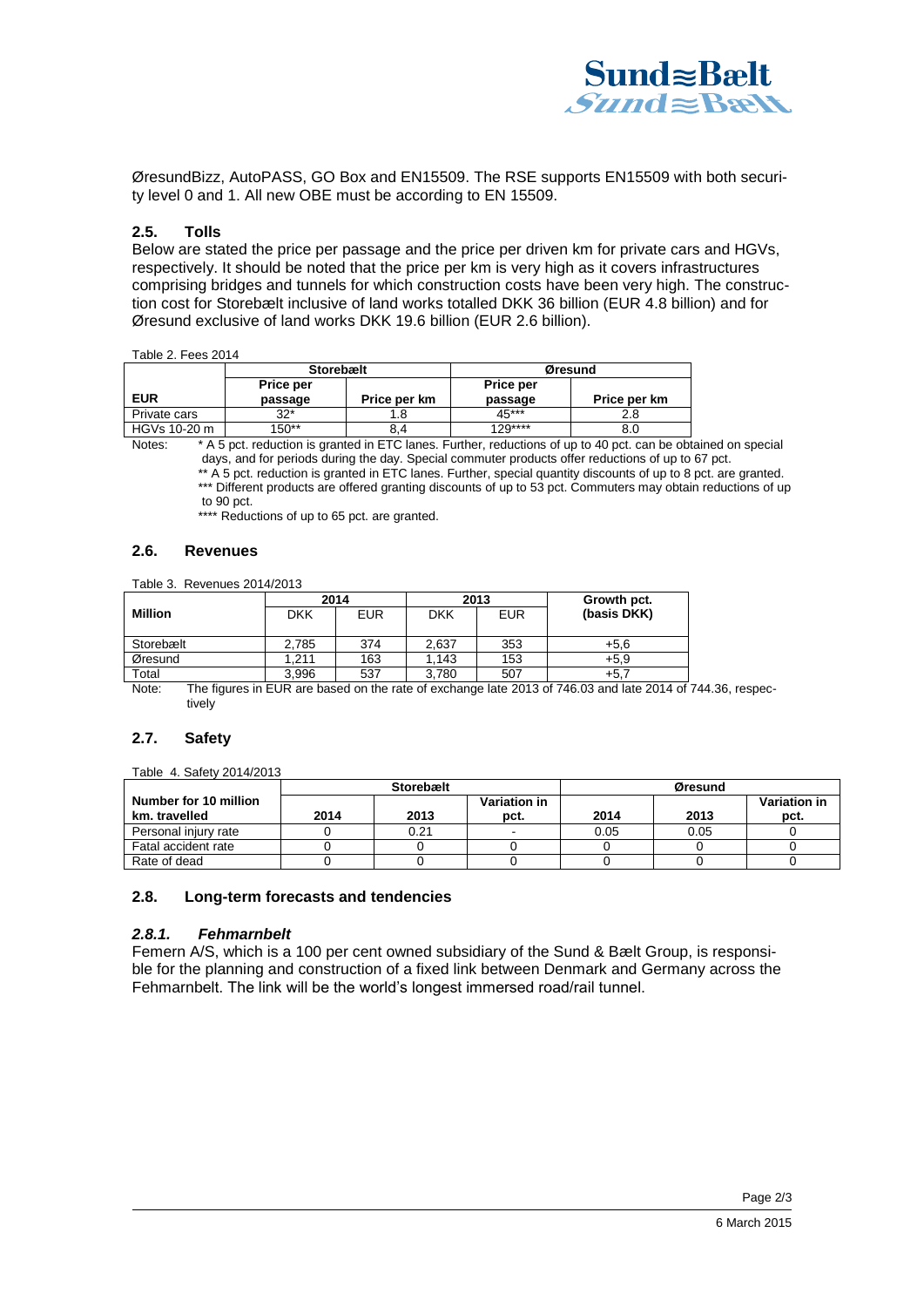ØresundBizz, AutoPASS, GO Box and EN15509. The RSE supports EN15509 with both security level 0 and 1. All new OBE must be according to EN 15509.

## 2.5. Tolls

Below are stated the price per passage and the price per driven km for private cars and HGVs, respectively. It should be noted that the price per km is very high as it covers infrastructures comprising bridges and tunnels for which construction costs have been very high. The construction cost for Storebælt inclusive of land works totalled DKK 36 billion (EUR 4.8 billion) and for Øresund exclusive of land works DKK 19.6 billion (EUR 2.6 billion).

Table 2. Fees 2014

| | Storebælt | | Øresund | |
|---|---|---|---|---|
| EUR | Price per passage | Price per km | Price per passage | Price per km |
| Private cars | 32* | 1.8 | 45*** | 2.8 |
| HGVs 10-20 m | 150** | 8,4 | 129**** | 8.0 |

Notes: * A 5 pct. reduction is granted in ETC lanes. Further, reductions of up to 40 pct. can be obtained on special days, and for periods during the day. Special commuter products offer reductions of up to 67 pct.
** A 5 pct. reduction is granted in ETC lanes. Further, special quantity discounts of up to 8 pct. are granted.
*** Different products are offered granting discounts of up to 53 pct. Commuters may obtain reductions of up to 90 pct.
**** Reductions of up to 65 pct. are granted.

## 2.6. Revenues

Table 3. Revenues 2014/2013

| Million | 2014 | | 2013 | | Growth pct. (basis DKK) |
|---|---|---|---|---|---|
| | DKK | EUR | DKK | EUR | |
| Storebælt | 2,785 | 374 | 2,637 | 353 | +5,6 |
| Øresund | 1,211 | 163 | 1,143 | 153 | +5,9 |
| Total | 3,996 | 537 | 3,780 | 507 | +5,7 |

Note: The figures in EUR are based on the rate of exchange late 2013 of 746.03 and late 2014 of 744.36, respectively

## 2.7. Safety

Table 4. Safety 2014/2013

| | Storebælt | | | Øresund | | |
|---|---|---|---|---|---|---|
| Number for 10 million km. travelled | 2014 | 2013 | Variation in pct. | 2014 | 2013 | Variation in pct. |
| Personal injury rate | 0 | 0.21 | - | 0.05 | 0.05 | 0 |
| Fatal accident rate | 0 | 0 | 0 | 0 | 0 | 0 |
| Rate of dead | 0 | 0 | 0 | 0 | 0 | 0 |

## 2.8. Long-term forecasts and tendencies

### *2.8.1. Fehmarnbelt*

Femern A/S, which is a 100 per cent owned subsidiary of the Sund & Bælt Group, is responsible for the planning and construction of a fixed link between Denmark and Germany across the Fehmarnbelt. The link will be the world's longest immersed road/rail tunnel.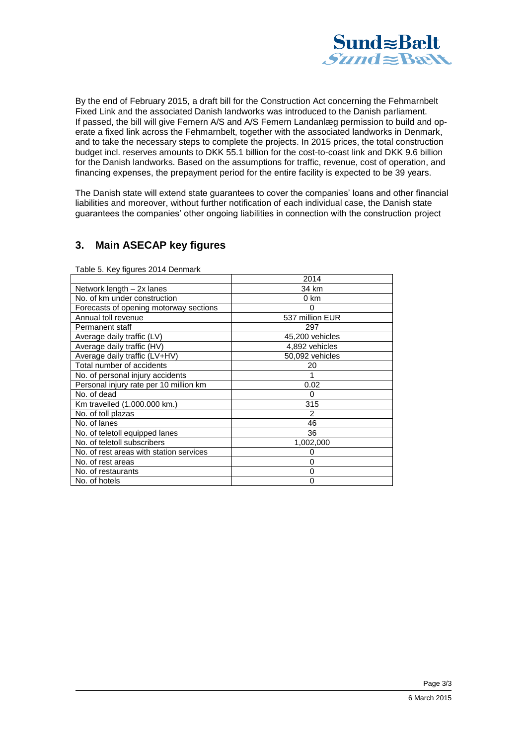By the end of February 2015, a draft bill for the Construction Act concerning the Fehmarnbelt Fixed Link and the associated Danish landworks was introduced to the Danish parliament. If passed, the bill will give Femern A/S and A/S Femern Landanlæg permission to build and operate a fixed link across the Fehmarnbelt, together with the associated landworks in Denmark, and to take the necessary steps to complete the projects. In 2015 prices, the total construction budget incl. reserves amounts to DKK 55.1 billion for the cost-to-coast link and DKK 9.6 billion for the Danish landworks. Based on the assumptions for traffic, revenue, cost of operation, and financing expenses, the prepayment period for the entire facility is expected to be 39 years.

The Danish state will extend state guarantees to cover the companies' loans and other financial liabilities and moreover, without further notification of each individual case, the Danish state guarantees the companies' other ongoing liabilities in connection with the construction project

## 3. Main ASECAP key figures

Table 5. Key figures 2014 Denmark

| | 2014 |
|---|---|
| Network length – 2x lanes | 34 km |
| No. of km under construction | 0 km |
| Forecasts of opening motorway sections | 0 |
| Annual toll revenue | 537 million EUR |
| Permanent staff | 297 |
| Average daily traffic (LV) | 45,200 vehicles |
| Average daily traffic (HV) | 4,892 vehicles |
| Average daily traffic (LV+HV) | 50,092 vehicles |
| Total number of accidents | 20 |
| No. of personal injury accidents | 1 |
| Personal injury rate per 10 million km | 0.02 |
| No. of dead | 0 |
| Km travelled (1.000.000 km.) | 315 |
| No. of toll plazas | 2 |
| No. of lanes | 46 |
| No. of teletoll equipped lanes | 36 |
| No. of teletoll subscribers | 1,002,000 |
| No. of rest areas with station services | 0 |
| No. of rest areas | 0 |
| No. of restaurants | 0 |
| No. of hotels | 0 |

6 March 2015